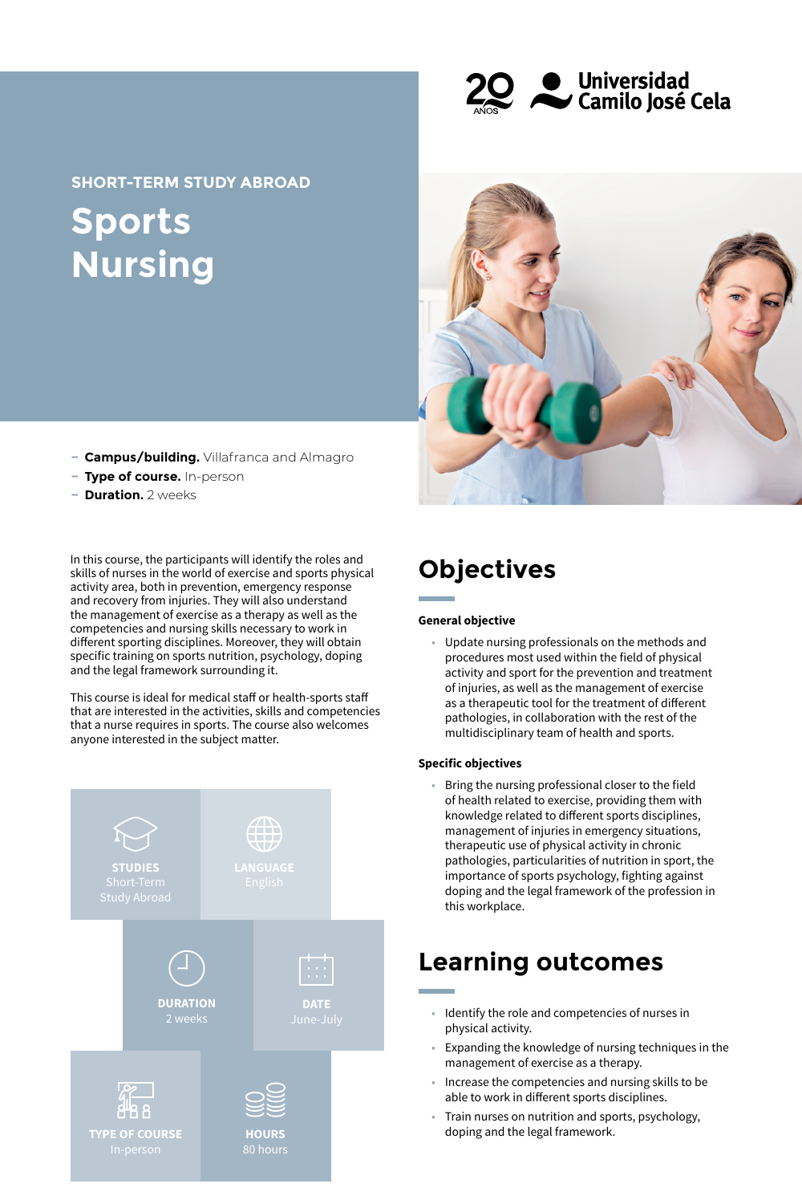20 AÑOS Universidad Camilo José Cela

SHORT-TERM STUDY ABROAD

# Sports Nursing

- **Campus/building.** Villafranca and Almagro
- **Type of course.** In-person
- **Duration.** 2 weeks

In this course, the participants will identify the roles and skills of nurses in the world of exercise and sports physical activity area, both in prevention, emergency response and recovery from injuries. They will also understand the management of exercise as a therapy as well as the competencies and nursing skills necessary to work in different sporting disciplines. Moreover, they will obtain specific training on sports nutrition, psychology, doping and the legal framework surrounding it.

This course is ideal for medical staff or health-sports staff that are interested in the activities, skills and competencies that a nurse requires in sports. The course also welcomes anyone interested in the subject matter.

**STUDIES**
Short-Term Study Abroad

**LANGUAGE**
English

**DURATION**
2 weeks

**DATE**
June-July

**TYPE OF COURSE**
In-person

**HOURS**
80 hours

## Objectives

### General objective

- Update nursing professionals on the methods and procedures most used within the field of physical activity and sport for the prevention and treatment of injuries, as well as the management of exercise as a therapeutic tool for the treatment of different pathologies, in collaboration with the rest of the multidisciplinary team of health and sports.

### Specific objectives

- Bring the nursing professional closer to the field of health related to exercise, providing them with knowledge related to different sports disciplines, management of injuries in emergency situations, therapeutic use of physical activity in chronic pathologies, particularities of nutrition in sport, the importance of sports psychology, fighting against doping and the legal framework of the profession in this workplace.

## Learning outcomes

- Identify the role and competencies of nurses in physical activity.
- Expanding the knowledge of nursing techniques in the management of exercise as a therapy.
- Increase the competencies and nursing skills to be able to work in different sports disciplines.
- Train nurses on nutrition and sports, psychology, doping and the legal framework.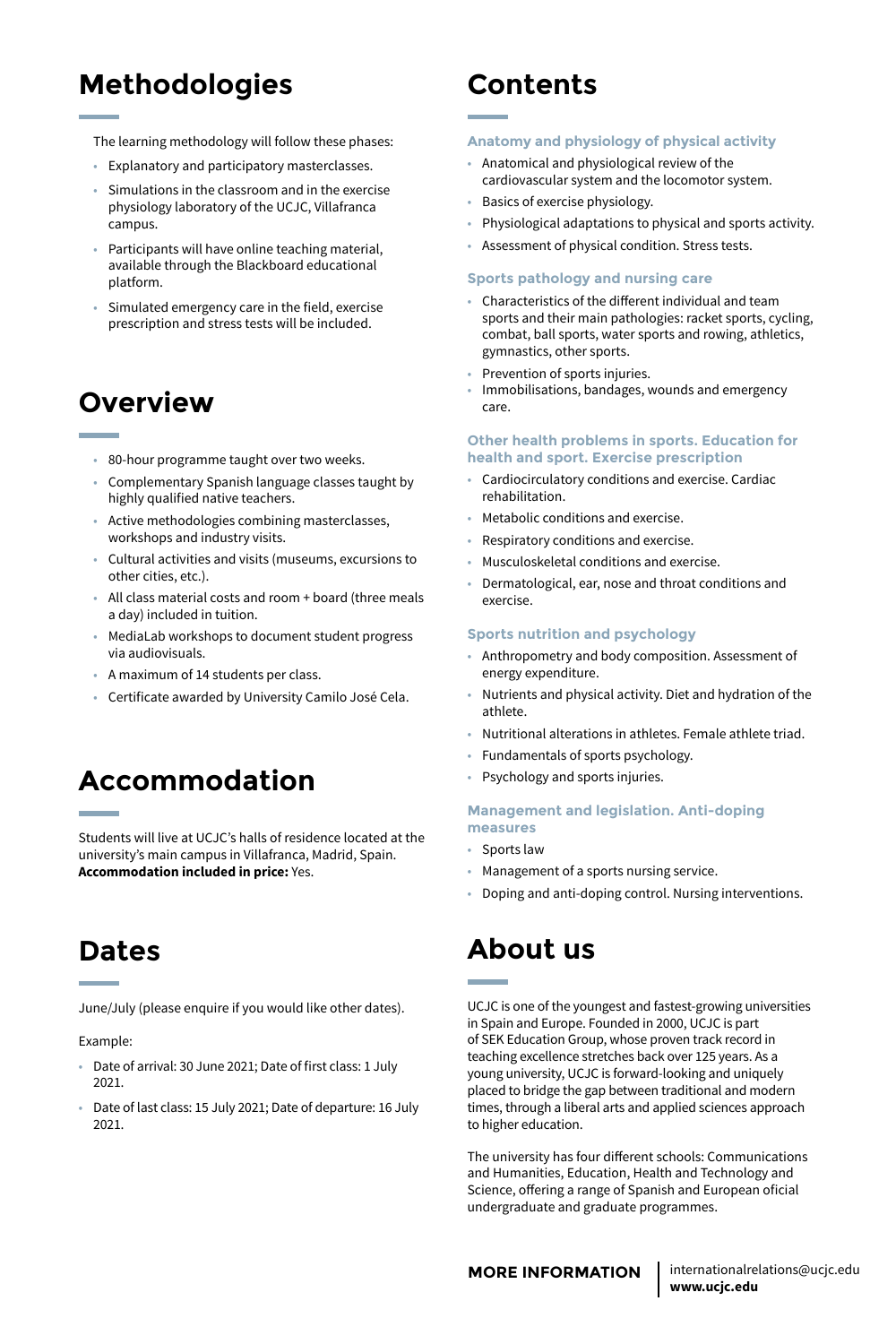# Methodologies

The learning methodology will follow these phases:

- Explanatory and participatory masterclasses.
- Simulations in the classroom and in the exercise physiology laboratory of the UCJC, Villafranca campus.
- Participants will have online teaching material, available through the Blackboard educational platform.
- Simulated emergency care in the field, exercise prescription and stress tests will be included.

# Overview

- 80-hour programme taught over two weeks.
- Complementary Spanish language classes taught by highly qualified native teachers.
- Active methodologies combining masterclasses, workshops and industry visits.
- Cultural activities and visits (museums, excursions to other cities, etc.).
- All class material costs and room + board (three meals a day) included in tuition.
- MediaLab workshops to document student progress via audiovisuals.
- A maximum of 14 students per class.
- Certificate awarded by University Camilo José Cela.

# Accommodation

Students will live at UCJC's halls of residence located at the university's main campus in Villafranca, Madrid, Spain.
**Accommodation included in price:** Yes.

# Dates

June/July (please enquire if you would like other dates).

Example:

- Date of arrival: 30 June 2021; Date of first class: 1 July 2021.
- Date of last class: 15 July 2021; Date of departure: 16 July 2021.

# Contents

### Anatomy and physiology of physical activity

- Anatomical and physiological review of the cardiovascular system and the locomotor system.
- Basics of exercise physiology.
- Physiological adaptations to physical and sports activity.
- Assessment of physical condition. Stress tests.

### Sports pathology and nursing care

- Characteristics of the different individual and team sports and their main pathologies: racket sports, cycling, combat, ball sports, water sports and rowing, athletics, gymnastics, other sports.
- Prevention of sports injuries.
- Immobilisations, bandages, wounds and emergency care.

### Other health problems in sports. Education for health and sport. Exercise prescription

- Cardiocirculatory conditions and exercise. Cardiac rehabilitation.
- Metabolic conditions and exercise.
- Respiratory conditions and exercise.
- Musculoskeletal conditions and exercise.
- Dermatological, ear, nose and throat conditions and exercise.

### Sports nutrition and psychology

- Anthropometry and body composition. Assessment of energy expenditure.
- Nutrients and physical activity. Diet and hydration of the athlete.
- Nutritional alterations in athletes. Female athlete triad.
- Fundamentals of sports psychology.
- Psychology and sports injuries.

### Management and legislation. Anti-doping measures

- Sports law
- Management of a sports nursing service.
- Doping and anti-doping control. Nursing interventions.

# About us

UCJC is one of the youngest and fastest-growing universities in Spain and Europe. Founded in 2000, UCJC is part of SEK Education Group, whose proven track record in teaching excellence stretches back over 125 years. As a young university, UCJC is forward-looking and uniquely placed to bridge the gap between traditional and modern times, through a liberal arts and applied sciences approach to higher education.

The university has four different schools: Communications and Humanities, Education, Health and Technology and Science, offering a range of Spanish and European oficial undergraduate and graduate programmes.

**MORE INFORMATION**

internationalrelations@ucjc.edu
**www.ucjc.edu**